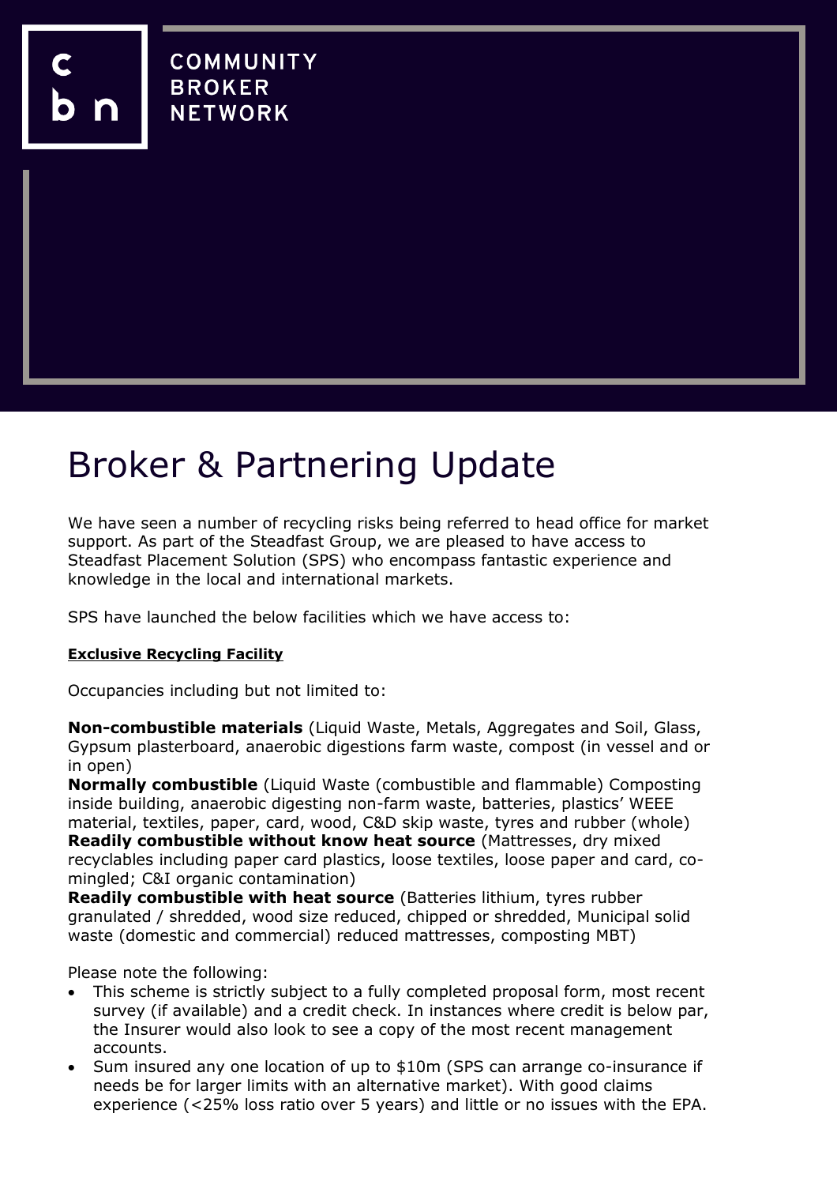COMMUNITY
BROKER
NETWORK

# Broker & Partnering Update

We have seen a number of recycling risks being referred to head office for market support. As part of the Steadfast Group, we are pleased to have access to Steadfast Placement Solution (SPS) who encompass fantastic experience and knowledge in the local and international markets.

SPS have launched the below facilities which we have access to:

**Exclusive Recycling Facility**

Occupancies including but not limited to:

**Non-combustible materials** (Liquid Waste, Metals, Aggregates and Soil, Glass, Gypsum plasterboard, anaerobic digestions farm waste, compost (in vessel and or in open)
**Normally combustible** (Liquid Waste (combustible and flammable) Composting inside building, anaerobic digesting non-farm waste, batteries, plastics' WEEE material, textiles, paper, card, wood, C&D skip waste, tyres and rubber (whole)
**Readily combustible without know heat source** (Mattresses, dry mixed recyclables including paper card plastics, loose textiles, loose paper and card, co-mingled; C&I organic contamination)
**Readily combustible with heat source** (Batteries lithium, tyres rubber granulated / shredded, wood size reduced, chipped or shredded, Municipal solid waste (domestic and commercial) reduced mattresses, composting MBT)

Please note the following:

- This scheme is strictly subject to a fully completed proposal form, most recent survey (if available) and a credit check. In instances where credit is below par, the Insurer would also look to see a copy of the most recent management accounts.
- Sum insured any one location of up to $10m (SPS can arrange co-insurance if needs be for larger limits with an alternative market). With good claims experience (<25% loss ratio over 5 years) and little or no issues with the EPA.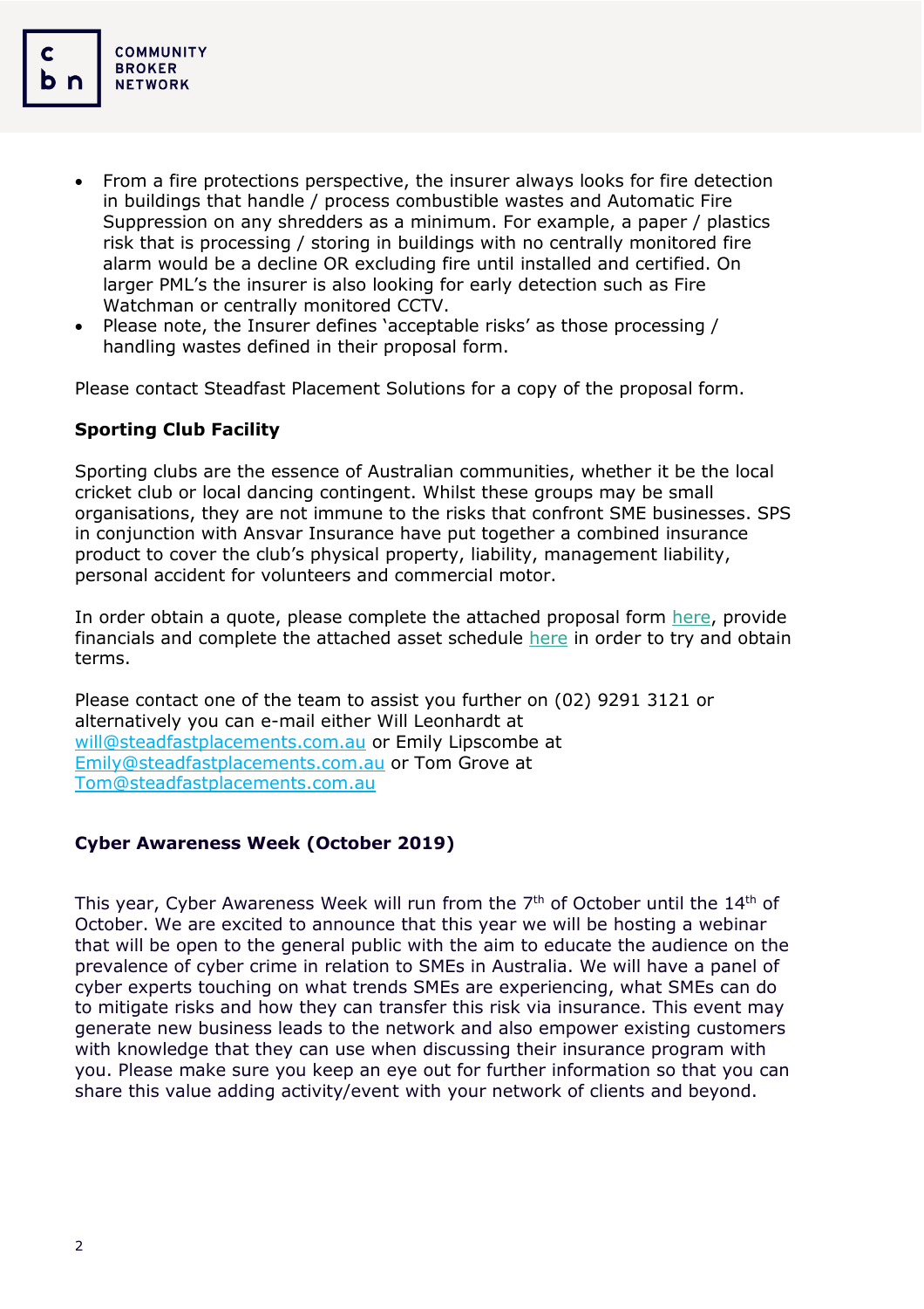- From a fire protections perspective, the insurer always looks for fire detection in buildings that handle / process combustible wastes and Automatic Fire Suppression on any shredders as a minimum. For example, a paper / plastics risk that is processing / storing in buildings with no centrally monitored fire alarm would be a decline OR excluding fire until installed and certified. On larger PML's the insurer is also looking for early detection such as Fire Watchman or centrally monitored CCTV.
- Please note, the Insurer defines 'acceptable risks' as those processing / handling wastes defined in their proposal form.

Please contact Steadfast Placement Solutions for a copy of the proposal form.

**Sporting Club Facility**

Sporting clubs are the essence of Australian communities, whether it be the local cricket club or local dancing contingent. Whilst these groups may be small organisations, they are not immune to the risks that confront SME businesses. SPS in conjunction with Ansvar Insurance have put together a combined insurance product to cover the club's physical property, liability, management liability, personal accident for volunteers and commercial motor.

In order obtain a quote, please complete the attached proposal form here, provide financials and complete the attached asset schedule here in order to try and obtain terms.

Please contact one of the team to assist you further on (02) 9291 3121 or alternatively you can e-mail either Will Leonhardt at will@steadfastplacements.com.au or Emily Lipscombe at Emily@steadfastplacements.com.au or Tom Grove at Tom@steadfastplacements.com.au

**Cyber Awareness Week (October 2019)**

This year, Cyber Awareness Week will run from the 7th of October until the 14th of October. We are excited to announce that this year we will be hosting a webinar that will be open to the general public with the aim to educate the audience on the prevalence of cyber crime in relation to SMEs in Australia. We will have a panel of cyber experts touching on what trends SMEs are experiencing, what SMEs can do to mitigate risks and how they can transfer this risk via insurance. This event may generate new business leads to the network and also empower existing customers with knowledge that they can use when discussing their insurance program with you. Please make sure you keep an eye out for further information so that you can share this value adding activity/event with your network of clients and beyond.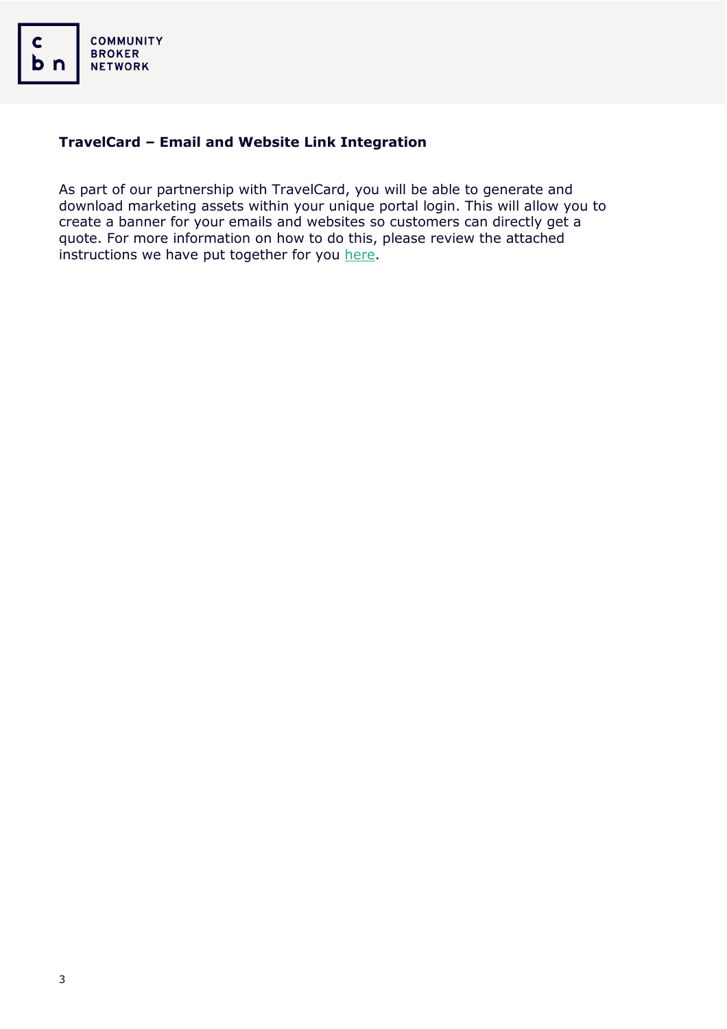**TravelCard – Email and Website Link Integration**

As part of our partnership with TravelCard, you will be able to generate and download marketing assets within your unique portal login. This will allow you to create a banner for your emails and websites so customers can directly get a quote. For more information on how to do this, please review the attached instructions we have put together for you here.